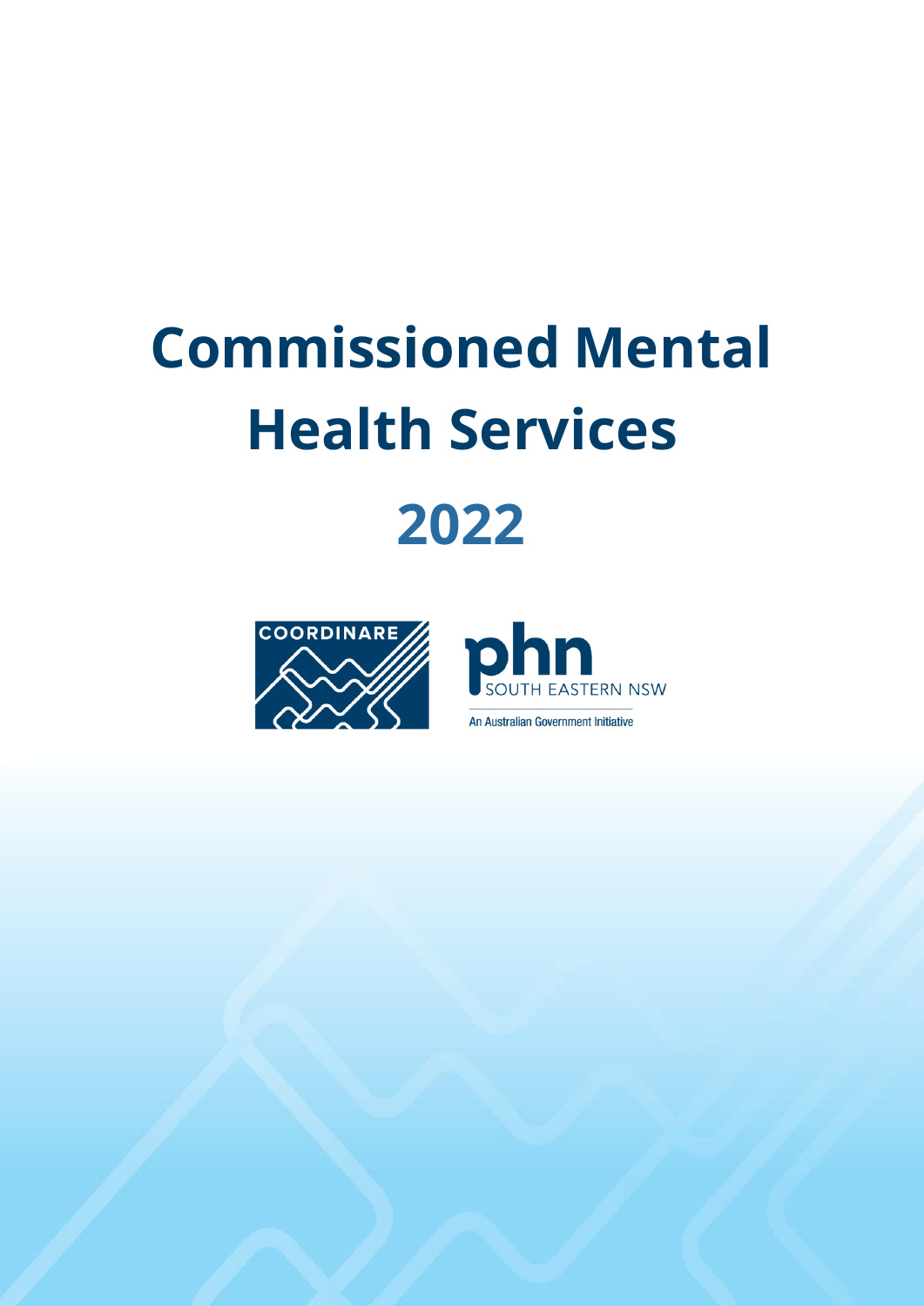# Commissioned Mental Health Services

## 2022

COORDINARE

phn SOUTH EASTERN NSW

An Australian Government Initiative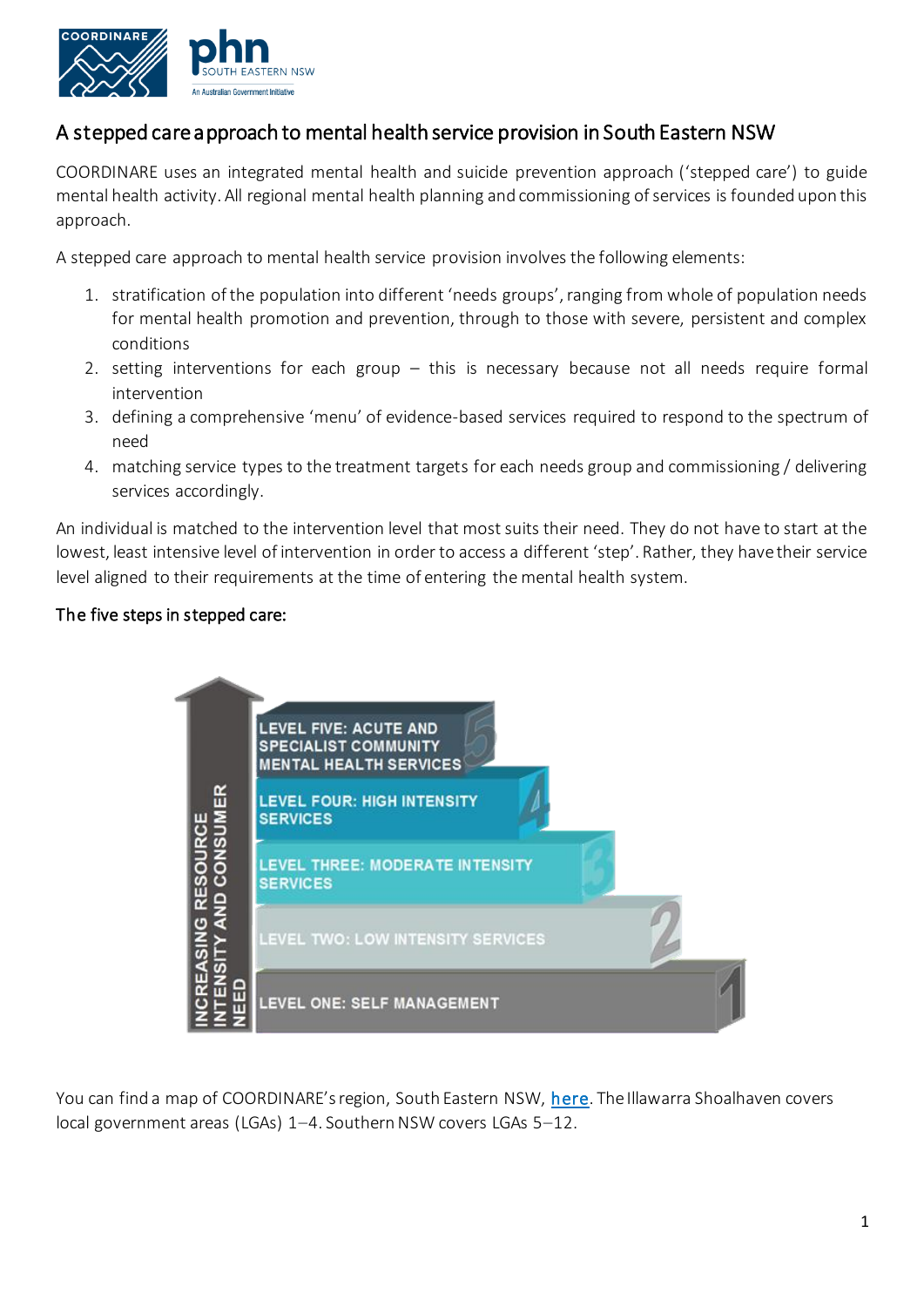## A stepped care approach to mental health service provision in South Eastern NSW

COORDINARE uses an integrated mental health and suicide prevention approach ('stepped care') to guide mental health activity. All regional mental health planning and commissioning of services is founded upon this approach.

A stepped care approach to mental health service provision involves the following elements:

1. stratification of the population into different 'needs groups', ranging from whole of population needs for mental health promotion and prevention, through to those with severe, persistent and complex conditions
2. setting interventions for each group – this is necessary because not all needs require formal intervention
3. defining a comprehensive 'menu' of evidence-based services required to respond to the spectrum of need
4. matching service types to the treatment targets for each needs group and commissioning / delivering services accordingly.

An individual is matched to the intervention level that most suits their need. They do not have to start at the lowest, least intensive level of intervention in order to access a different 'step'. Rather, they have their service level aligned to their requirements at the time of entering the mental health system.

### The five steps in stepped care:

INCREASING RESOURCE INTENSITY AND CONSUMER NEED

- LEVEL FIVE: ACUTE AND SPECIALIST COMMUNITY MENTAL HEALTH SERVICES
- LEVEL FOUR: HIGH INTENSITY SERVICES
- LEVEL THREE: MODERATE INTENSITY SERVICES
- LEVEL TWO: LOW INTENSITY SERVICES
- LEVEL ONE: SELF MANAGEMENT

You can find a map of COORDINARE's region, South Eastern NSW, here. The Illawarra Shoalhaven covers local government areas (LGAs) 1–4. Southern NSW covers LGAs 5–12.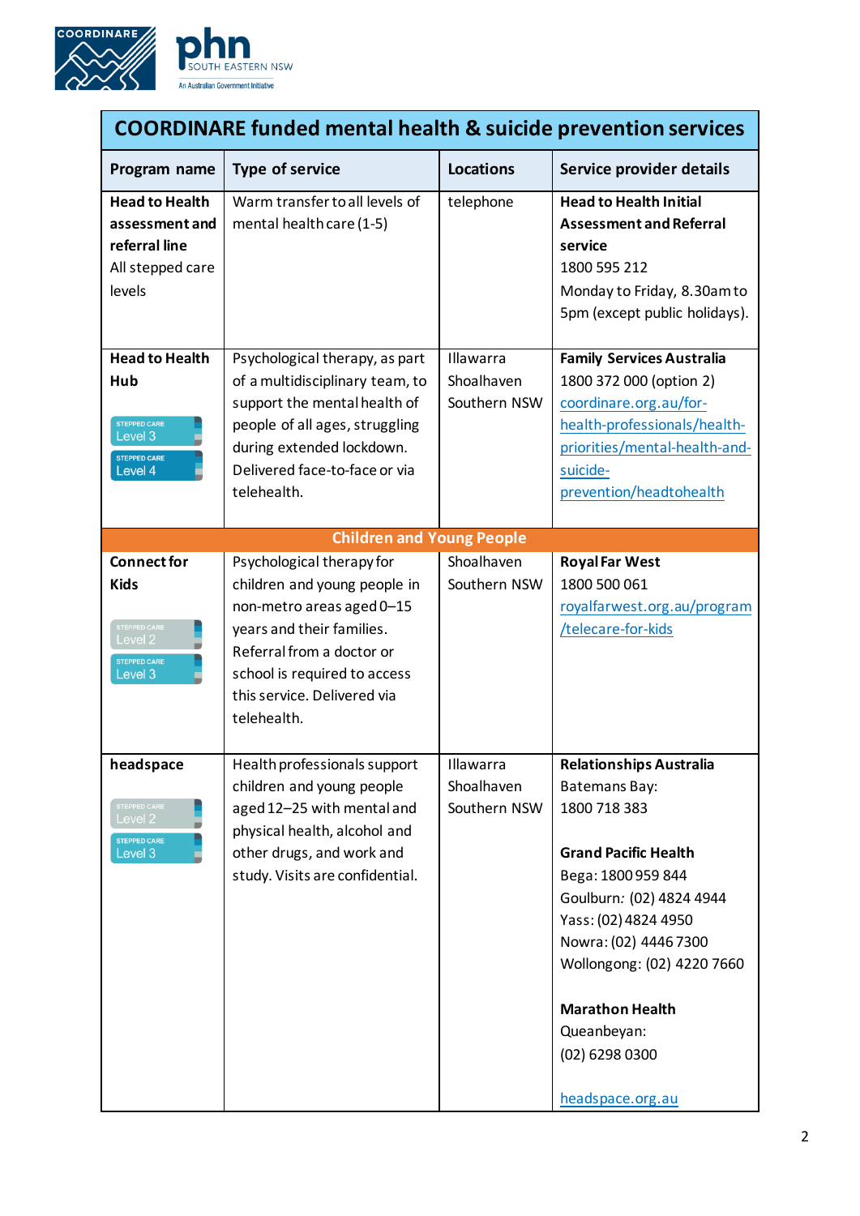| COORDINARE funded mental health & suicide prevention services | | | |
|---|---|---|---|
| **Program name** | **Type of service** | **Locations** | **Service provider details** |
| **Head to Health assessment and referral line**<br>All stepped care levels | Warm transfer to all levels of mental health care (1-5) | telephone | **Head to Health Initial Assessment and Referral service**<br>1800 595 212<br>Monday to Friday, 8.30am to 5pm (except public holidays). |
| **Head to Health Hub**<br>STEPPED CARE Level 3<br>STEPPED CARE Level 4 | Psychological therapy, as part of a multidisciplinary team, to support the mental health of people of all ages, struggling during extended lockdown. Delivered face-to-face or via telehealth. | Illawarra<br>Shoalhaven<br>Southern NSW | **Family Services Australia**<br>1800 372 000 (option 2)<br>coordinare.org.au/for-health-professionals/health-priorities/mental-health-and-suicide-prevention/headtohealth |
| **Children and Young People** | | | |
| **Connect for Kids**<br>STEPPED CARE Level 2<br>STEPPED CARE Level 3 | Psychological therapy for children and young people in non-metro areas aged 0–15 years and their families. Referral from a doctor or school is required to access this service. Delivered via telehealth. | Shoalhaven<br>Southern NSW | **Royal Far West**<br>1800 500 061<br>royalfarwest.org.au/program/telecare-for-kids |
| **headspace**<br>STEPPED CARE Level 2<br>STEPPED CARE Level 3 | Health professionals support children and young people aged 12–25 with mental and physical health, alcohol and other drugs, and work and study. Visits are confidential. | Illawarra<br>Shoalhaven<br>Southern NSW | **Relationships Australia**<br>Batemans Bay:<br>1800 718 383<br><br>**Grand Pacific Health**<br>Bega: 1800 959 844<br>Goulburn: (02) 4824 4944<br>Yass: (02) 4824 4950<br>Nowra: (02) 4446 7300<br>Wollongong: (02) 4220 7660<br><br>**Marathon Health**<br>Queanbeyan:<br>(02) 6298 0300<br><br>headspace.org.au |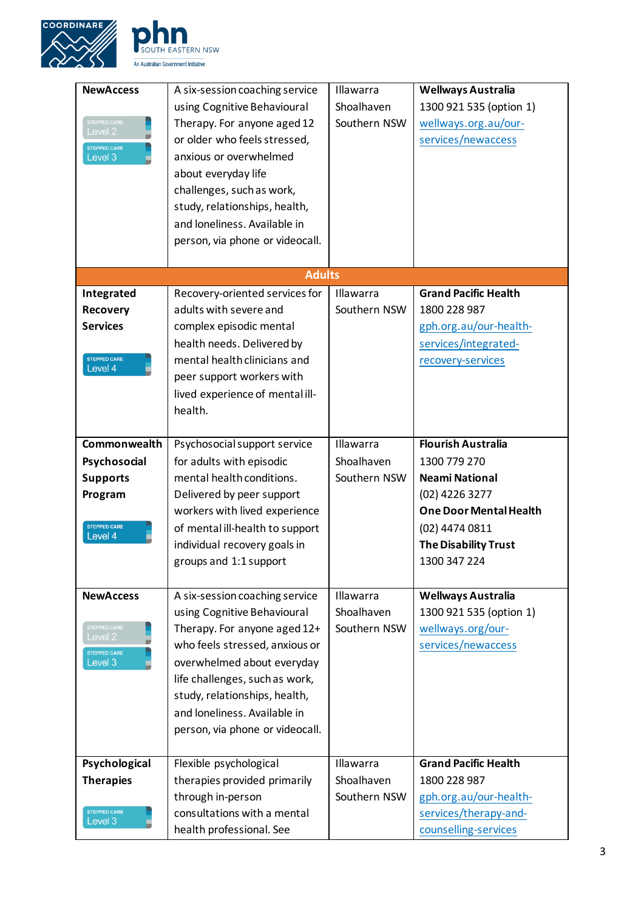| | | | |
|---|---|---|---|
| **NewAccess**<br><br>STEPPED CARE Level 2<br>STEPPED CARE Level 3 | A six-session coaching service using Cognitive Behavioural Therapy. For anyone aged 12 or older who feels stressed, anxious or overwhelmed about everyday life challenges, such as work, study, relationships, health, and loneliness. Available in person, via phone or videocall. | Illawarra<br>Shoalhaven<br>Southern NSW | **Wellways Australia**<br>1300 921 535 (option 1)<br>wellways.org.au/our-services/newaccess |
| **Adults** | | | |
| **Integrated Recovery Services**<br><br>STEPPED CARE Level 4 | Recovery-oriented services for adults with severe and complex episodic mental health needs. Delivered by mental health clinicians and peer support workers with lived experience of mental ill-health. | Illawarra<br>Southern NSW | **Grand Pacific Health**<br>1800 228 987<br>gph.org.au/our-health-services/integrated-recovery-services |
| **Commonwealth Psychosocial Supports Program**<br><br>STEPPED CARE Level 4 | Psychosocial support service for adults with episodic mental health conditions. Delivered by peer support workers with lived experience of mental ill-health to support individual recovery goals in groups and 1:1 support | Illawarra<br>Shoalhaven<br>Southern NSW | **Flourish Australia**<br>1300 779 270<br>**Neami National**<br>(02) 4226 3277<br>**One Door Mental Health**<br>(02) 4474 0811<br>**The Disability Trust**<br>1300 347 224 |
| **NewAccess**<br><br>STEPPED CARE Level 2<br>STEPPED CARE Level 3 | A six-session coaching service using Cognitive Behavioural Therapy. For anyone aged 12+ who feels stressed, anxious or overwhelmed about everyday life challenges, such as work, study, relationships, health, and loneliness. Available in person, via phone or videocall. | Illawarra<br>Shoalhaven<br>Southern NSW | **Wellways Australia**<br>1300 921 535 (option 1)<br>wellways.org/our-services/newaccess |
| **Psychological Therapies**<br><br>STEPPED CARE Level 3 | Flexible psychological therapies provided primarily through in-person consultations with a mental health professional. See | Illawarra<br>Shoalhaven<br>Southern NSW | **Grand Pacific Health**<br>1800 228 987<br>gph.org.au/our-health-services/therapy-and-counselling-services |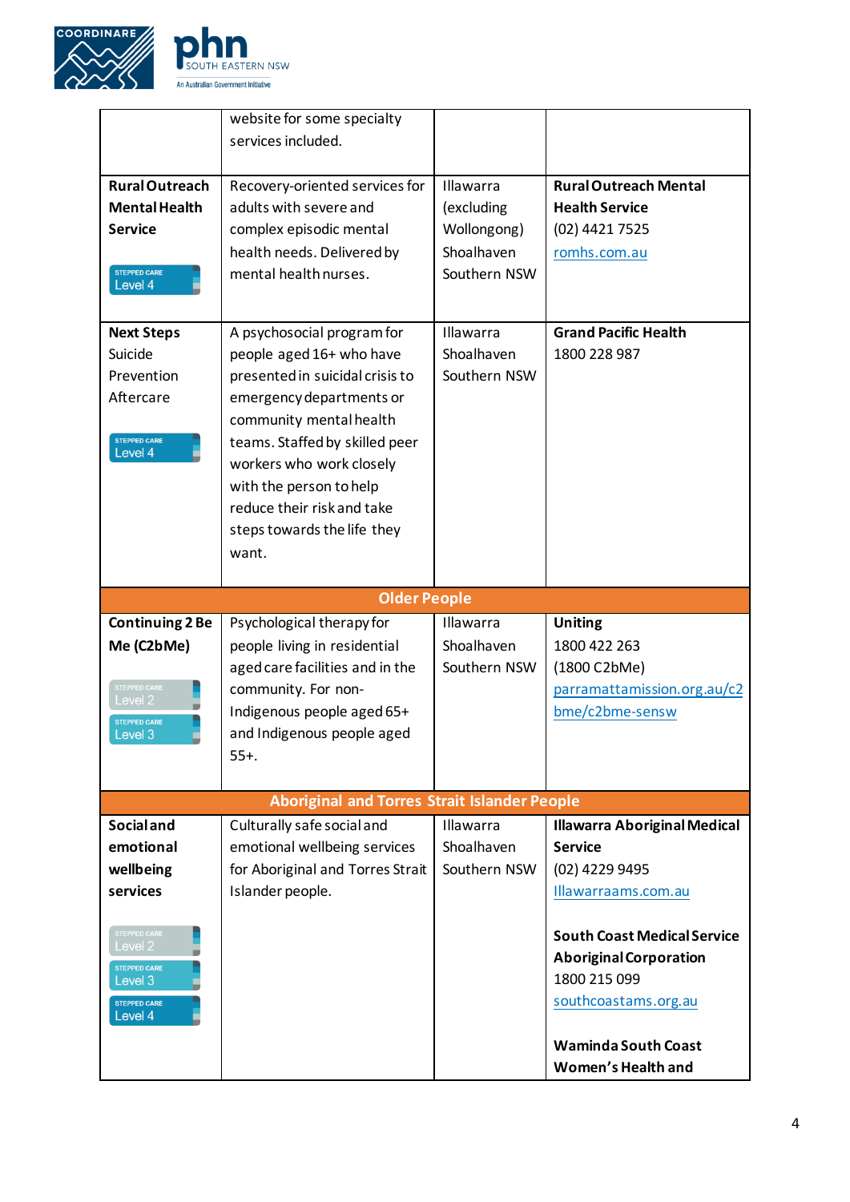| | | | |
|---|---|---|---|
| | website for some specialty services included. | | |
| **Rural Outreach Mental Health Service**<br><br>STEPPED CARE Level 4 | Recovery-oriented services for adults with severe and complex episodic mental health needs. Delivered by mental health nurses. | Illawarra (excluding Wollongong)<br>Shoalhaven<br>Southern NSW | **Rural Outreach Mental Health Service**<br>(02) 4421 7525<br>romhs.com.au |
| **Next Steps** Suicide Prevention Aftercare<br><br>STEPPED CARE Level 4 | A psychosocial program for people aged 16+ who have presented in suicidal crisis to emergency departments or community mental health teams. Staffed by skilled peer workers who work closely with the person to help reduce their risk and take steps towards the life they want. | Illawarra<br>Shoalhaven<br>Southern NSW | **Grand Pacific Health**<br>1800 228 987 |
| **Older People** | | | |
| **Continuing 2 Be Me (C2bMe)**<br><br>STEPPED CARE Level 2<br>STEPPED CARE Level 3 | Psychological therapy for people living in residential aged care facilities and in the community. For non-Indigenous people aged 65+ and Indigenous people aged 55+. | Illawarra<br>Shoalhaven<br>Southern NSW | **Uniting**<br>1800 422 263<br>(1800 C2bMe)<br>parramattamission.org.au/c2bme/c2bme-sensw |
| **Aboriginal and Torres Strait Islander People** | | | |
| **Social and emotional wellbeing services**<br><br>STEPPED CARE Level 2<br>STEPPED CARE Level 3<br>STEPPED CARE Level 4 | Culturally safe social and emotional wellbeing services for Aboriginal and Torres Strait Islander people. | Illawarra<br>Shoalhaven<br>Southern NSW | **Illawarra Aboriginal Medical Service**<br>(02) 4229 9495<br>Illawarraams.com.au<br><br>**South Coast Medical Service Aboriginal Corporation**<br>1800 215 099<br>southcoastams.org.au<br><br>**Waminda South Coast Women's Health and** |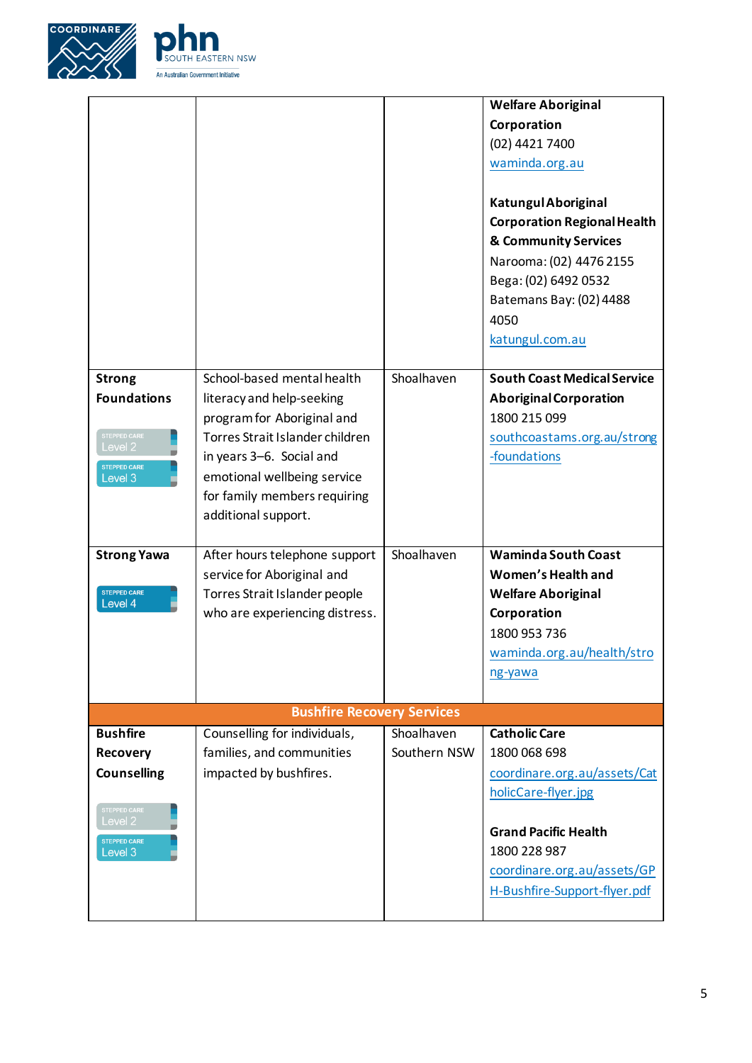| | | | |
|---|---|---|---|
| | | | **Welfare Aboriginal Corporation**<br>(02) 4421 7400<br>waminda.org.au<br><br>**Katungul Aboriginal Corporation Regional Health & Community Services**<br>Narooma: (02) 4476 2155<br>Bega: (02) 6492 0532<br>Batemans Bay: (02) 4488 4050<br>katungul.com.au |
| **Strong Foundations**<br>STEPPED CARE Level 2<br>STEPPED CARE Level 3 | School-based mental health literacy and help-seeking program for Aboriginal and Torres Strait Islander children in years 3–6. Social and emotional wellbeing service for family members requiring additional support. | Shoalhaven | **South Coast Medical Service Aboriginal Corporation**<br>1800 215 099<br>southcoastams.org.au/strong-foundations |
| **Strong Yawa**<br>STEPPED CARE Level 4 | After hours telephone support service for Aboriginal and Torres Strait Islander people who are experiencing distress. | Shoalhaven | **Waminda South Coast Women's Health and Welfare Aboriginal Corporation**<br>1800 953 736<br>waminda.org.au/health/strong-yawa |
| **Bushfire Recovery Services** | | | |
| **Bushfire Recovery Counselling**<br>STEPPED CARE Level 2<br>STEPPED CARE Level 3 | Counselling for individuals, families, and communities impacted by bushfires. | Shoalhaven<br>Southern NSW | **Catholic Care**<br>1800 068 698<br>coordinare.org.au/assets/CatholicCare-flyer.jpg<br><br>**Grand Pacific Health**<br>1800 228 987<br>coordinare.org.au/assets/GPH-Bushfire-Support-flyer.pdf |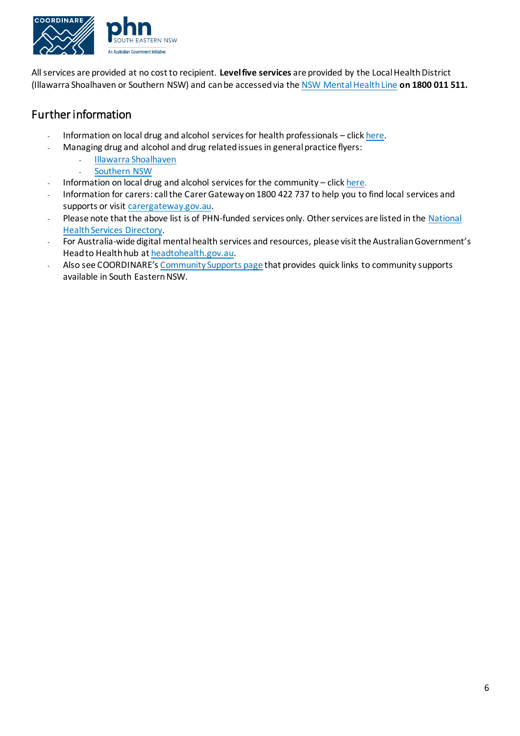All services are provided at no cost to recipient. **Level five services** are provided by the Local Health District (Illawarra Shoalhaven or Southern NSW) and can be accessed via the NSW Mental Health Line **on 1800 011 511.**

## Further information

- Information on local drug and alcohol services for health professionals – click here.
- Managing drug and alcohol and drug related issues in general practice flyers:
  - Illawarra Shoalhaven
  - Southern NSW
- Information on local drug and alcohol services for the community – click here.
- Information for carers: call the Carer Gateway on 1800 422 737 to help you to find local services and supports or visit carergateway.gov.au.
- Please note that the above list is of PHN-funded services only. Other services are listed in the National Health Services Directory.
- For Australia-wide digital mental health services and resources, please visit the Australian Government's Head to Health hub at headtohealth.gov.au.
- Also see COORDINARE's Community Supports page that provides quick links to community supports available in South Eastern NSW.